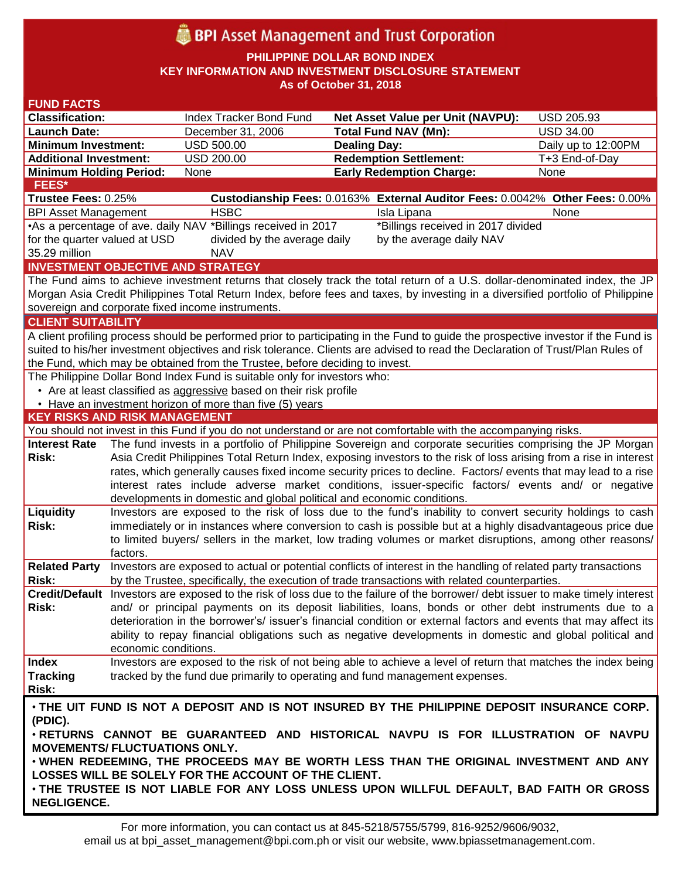# BPI Asset Management and Trust Corporation

**PHILIPPINE DOLLAR BOND INDEX**
**KEY INFORMATION AND INVESTMENT DISCLOSURE STATEMENT**
**As of October 31, 2018**

## FUND FACTS

| | | | |
|---|---|---|---|
| **Classification:** | Index Tracker Bond Fund | **Net Asset Value per Unit (NAVPU):** | USD 205.93 |
| **Launch Date:** | December 31, 2006 | **Total Fund NAV (Mn):** | USD 34.00 |
| **Minimum Investment:** | USD 500.00 | **Dealing Day:** | Daily up to 12:00PM |
| **Additional Investment:** | USD 200.00 | **Redemption Settlement:** | T+3 End-of-Day |
| **Minimum Holding Period:** | None | **Early Redemption Charge:** | None |

## FEES*

| **Trustee Fees:** 0.25% | **Custodianship Fees:** 0.0163% | **External Auditor Fees:** 0.0042% | **Other Fees:** 0.00% |
|---|---|---|---|
| BPI Asset Management | HSBC | Isla Lipana | None |
| •As a percentage of ave. daily NAV for the quarter valued at USD 35.29 million | *Billings received in 2017 divided by the average daily NAV | *Billings received in 2017 divided by the average daily NAV | |

## INVESTMENT OBJECTIVE AND STRATEGY

The Fund aims to achieve investment returns that closely track the total return of a U.S. dollar-denominated index, the JP Morgan Asia Credit Philippines Total Return Index, before fees and taxes, by investing in a diversified portfolio of Philippine sovereign and corporate fixed income instruments.

## CLIENT SUITABILITY

A client profiling process should be performed prior to participating in the Fund to guide the prospective investor if the Fund is suited to his/her investment objectives and risk tolerance. Clients are advised to read the Declaration of Trust/Plan Rules of the Fund, which may be obtained from the Trustee, before deciding to invest.

The Philippine Dollar Bond Index Fund is suitable only for investors who:

- Are at least classified as aggressive based on their risk profile
- Have an investment horizon of more than five (5) years

## KEY RISKS AND RISK MANAGEMENT

You should not invest in this Fund if you do not understand or are not comfortable with the accompanying risks.

| | |
|---|---|
| **Interest Rate Risk:** | The fund invests in a portfolio of Philippine Sovereign and corporate securities comprising the JP Morgan Asia Credit Philippines Total Return Index, exposing investors to the risk of loss arising from a rise in interest rates, which generally causes fixed income security prices to decline. Factors/ events that may lead to a rise interest rates include adverse market conditions, issuer-specific factors/ events and/ or negative developments in domestic and global political and economic conditions. |
| **Liquidity Risk:** | Investors are exposed to the risk of loss due to the fund's inability to convert security holdings to cash immediately or in instances where conversion to cash is possible but at a highly disadvantageous price due to limited buyers/ sellers in the market, low trading volumes or market disruptions, among other reasons/ factors. |
| **Related Party Risk:** | Investors are exposed to actual or potential conflicts of interest in the handling of related party transactions by the Trustee, specifically, the execution of trade transactions with related counterparties. |
| **Credit/Default Risk:** | Investors are exposed to the risk of loss due to the failure of the borrower/ debt issuer to make timely interest and/ or principal payments on its deposit liabilities, loans, bonds or other debt instruments due to a deterioration in the borrower's/ issuer's financial condition or external factors and events that may affect its ability to repay financial obligations such as negative developments in domestic and global political and economic conditions. |
| **Index Tracking Risk:** | Investors are exposed to the risk of not being able to achieve a level of return that matches the index being tracked by the fund due primarily to operating and fund management expenses. |

- **THE UIT FUND IS NOT A DEPOSIT AND IS NOT INSURED BY THE PHILIPPINE DEPOSIT INSURANCE CORP. (PDIC).**
- **RETURNS CANNOT BE GUARANTEED AND HISTORICAL NAVPU IS FOR ILLUSTRATION OF NAVPU MOVEMENTS/ FLUCTUATIONS ONLY.**
- **WHEN REDEEMING, THE PROCEEDS MAY BE WORTH LESS THAN THE ORIGINAL INVESTMENT AND ANY LOSSES WILL BE SOLELY FOR THE ACCOUNT OF THE CLIENT.**
- **THE TRUSTEE IS NOT LIABLE FOR ANY LOSS UNLESS UPON WILLFUL DEFAULT, BAD FAITH OR GROSS NEGLIGENCE.**

For more information, you can contact us at 845-5218/5755/5799, 816-9252/9606/9032, email us at bpi_asset_management@bpi.com.ph or visit our website, www.bpiassetmanagement.com.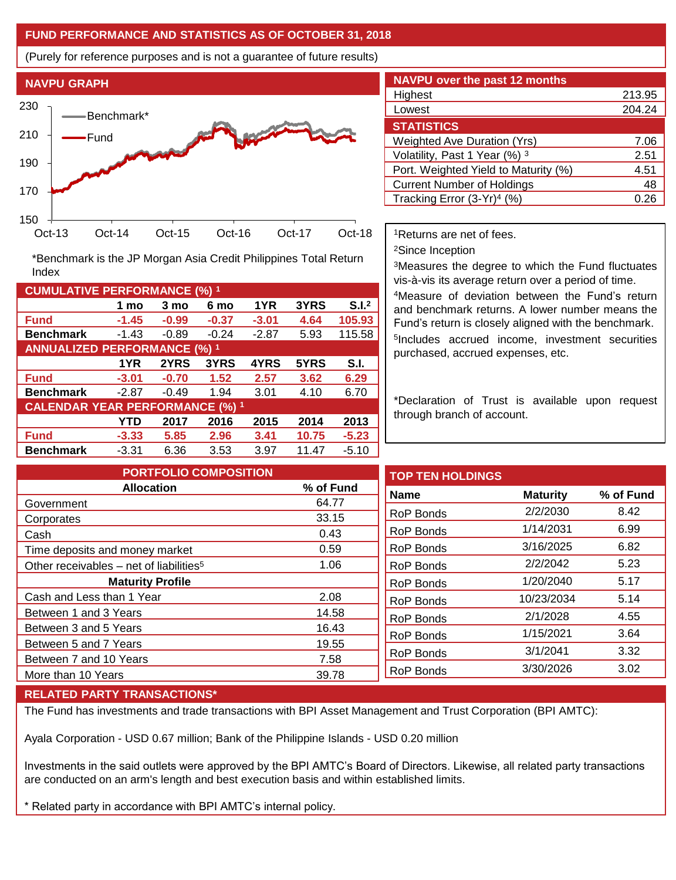## FUND PERFORMANCE AND STATISTICS AS OF OCTOBER 31, 2018

(Purely for reference purposes and is not a guarantee of future results)

### NAVPU GRAPH

*Benchmark is the JP Morgan Asia Credit Philippines Total Return Index

### NAVPU over the past 12 months

| | |
|---|---|
| Highest | 213.95 |
| Lowest | 204.24 |

### STATISTICS

| | |
|---|---|
| Weighted Ave Duration (Yrs) | 7.06 |
| Volatility, Past 1 Year (%) [3] | 2.51 |
| Port. Weighted Yield to Maturity (%) | 4.51 |
| Current Number of Holdings | 48 |
| Tracking Error (3-Yr)[4] (%) | 0.26 |

### CUMULATIVE PERFORMANCE (%) [1]

| | 1 mo | 3 mo | 6 mo | 1YR | 3YRS | S.I.[2] |
|---|---|---|---|---|---|---|
| **Fund** | **-1.45** | **-0.99** | **-0.37** | **-3.01** | **4.64** | **105.93** |
| **Benchmark** | -1.43 | -0.89 | -0.24 | -2.87 | 5.93 | 115.58 |

### ANNUALIZED PERFORMANCE (%) [1]

| | 1YR | 2YRS | 3YRS | 4YRS | 5YRS | S.I. |
|---|---|---|---|---|---|---|
| **Fund** | **-3.01** | **-0.70** | **1.52** | **2.57** | **3.62** | **6.29** |
| **Benchmark** | -2.87 | -0.49 | 1.94 | 3.01 | 4.10 | 6.70 |

### CALENDAR YEAR PERFORMANCE (%) [1]

| | YTD | 2017 | 2016 | 2015 | 2014 | 2013 |
|---|---|---|---|---|---|---|
| **Fund** | **-3.33** | **5.85** | **2.96** | **3.41** | **10.75** | **-5.23** |
| **Benchmark** | -3.31 | 6.36 | 3.53 | 3.97 | 11.47 | -5.10 |

[1]Returns are net of fees.

[2]Since Inception

[3]Measures the degree to which the Fund fluctuates vis-à-vis its average return over a period of time.

[4]Measure of deviation between the Fund's return and benchmark returns. A lower number means the Fund's return is closely aligned with the benchmark.

[5]Includes accrued income, investment securities purchased, accrued expenses, etc.

*Declaration of Trust is available upon request through branch of account.

### PORTFOLIO COMPOSITION

| Allocation | % of Fund |
|---|---|
| Government | 64.77 |
| Corporates | 33.15 |
| Cash | 0.43 |
| Time deposits and money market | 0.59 |
| Other receivables – net of liabilities[5] | 1.06 |
| **Maturity Profile** | |
| Cash and Less than 1 Year | 2.08 |
| Between 1 and 3 Years | 14.58 |
| Between 3 and 5 Years | 16.43 |
| Between 5 and 7 Years | 19.55 |
| Between 7 and 10 Years | 7.58 |
| More than 10 Years | 39.78 |

### TOP TEN HOLDINGS

| Name | Maturity | % of Fund |
|---|---|---|
| RoP Bonds | 2/2/2030 | 8.42 |
| RoP Bonds | 1/14/2031 | 6.99 |
| RoP Bonds | 3/16/2025 | 6.82 |
| RoP Bonds | 2/2/2042 | 5.23 |
| RoP Bonds | 1/20/2040 | 5.17 |
| RoP Bonds | 10/23/2034 | 5.14 |
| RoP Bonds | 2/1/2028 | 4.55 |
| RoP Bonds | 1/15/2021 | 3.64 |
| RoP Bonds | 3/1/2041 | 3.32 |
| RoP Bonds | 3/30/2026 | 3.02 |

### RELATED PARTY TRANSACTIONS*

The Fund has investments and trade transactions with BPI Asset Management and Trust Corporation (BPI AMTC):

Ayala Corporation - USD 0.67 million; Bank of the Philippine Islands - USD 0.20 million

Investments in the said outlets were approved by the BPI AMTC's Board of Directors. Likewise, all related party transactions are conducted on an arm's length and best execution basis and within established limits.

* Related party in accordance with BPI AMTC's internal policy.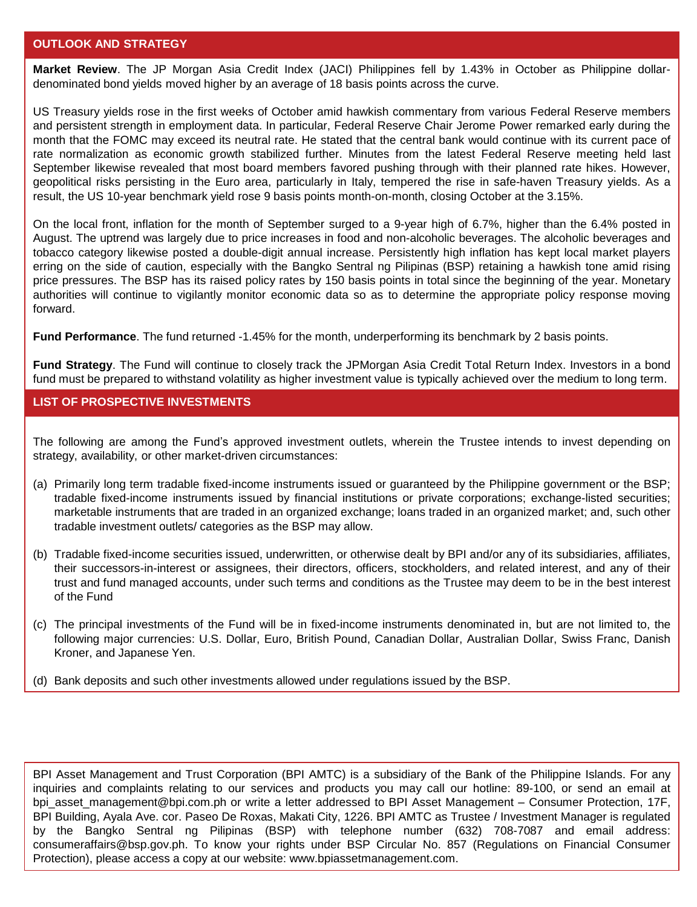## OUTLOOK AND STRATEGY

**Market Review**. The JP Morgan Asia Credit Index (JACI) Philippines fell by 1.43% in October as Philippine dollar-denominated bond yields moved higher by an average of 18 basis points across the curve.

US Treasury yields rose in the first weeks of October amid hawkish commentary from various Federal Reserve members and persistent strength in employment data. In particular, Federal Reserve Chair Jerome Power remarked early during the month that the FOMC may exceed its neutral rate. He stated that the central bank would continue with its current pace of rate normalization as economic growth stabilized further. Minutes from the latest Federal Reserve meeting held last September likewise revealed that most board members favored pushing through with their planned rate hikes. However, geopolitical risks persisting in the Euro area, particularly in Italy, tempered the rise in safe-haven Treasury yields. As a result, the US 10-year benchmark yield rose 9 basis points month-on-month, closing October at the 3.15%.

On the local front, inflation for the month of September surged to a 9-year high of 6.7%, higher than the 6.4% posted in August. The uptrend was largely due to price increases in food and non-alcoholic beverages. The alcoholic beverages and tobacco category likewise posted a double-digit annual increase. Persistently high inflation has kept local market players erring on the side of caution, especially with the Bangko Sentral ng Pilipinas (BSP) retaining a hawkish tone amid rising price pressures. The BSP has its raised policy rates by 150 basis points in total since the beginning of the year. Monetary authorities will continue to vigilantly monitor economic data so as to determine the appropriate policy response moving forward.

**Fund Performance**. The fund returned -1.45% for the month, underperforming its benchmark by 2 basis points.

**Fund Strategy**. The Fund will continue to closely track the JPMorgan Asia Credit Total Return Index. Investors in a bond fund must be prepared to withstand volatility as higher investment value is typically achieved over the medium to long term.

## LIST OF PROSPECTIVE INVESTMENTS

The following are among the Fund's approved investment outlets, wherein the Trustee intends to invest depending on strategy, availability, or other market-driven circumstances:

(a) Primarily long term tradable fixed-income instruments issued or guaranteed by the Philippine government or the BSP; tradable fixed-income instruments issued by financial institutions or private corporations; exchange-listed securities; marketable instruments that are traded in an organized exchange; loans traded in an organized market; and, such other tradable investment outlets/ categories as the BSP may allow.

(b) Tradable fixed-income securities issued, underwritten, or otherwise dealt by BPI and/or any of its subsidiaries, affiliates, their successors-in-interest or assignees, their directors, officers, stockholders, and related interest, and any of their trust and fund managed accounts, under such terms and conditions as the Trustee may deem to be in the best interest of the Fund

(c) The principal investments of the Fund will be in fixed-income instruments denominated in, but are not limited to, the following major currencies: U.S. Dollar, Euro, British Pound, Canadian Dollar, Australian Dollar, Swiss Franc, Danish Kroner, and Japanese Yen.

(d) Bank deposits and such other investments allowed under regulations issued by the BSP.

BPI Asset Management and Trust Corporation (BPI AMTC) is a subsidiary of the Bank of the Philippine Islands. For any inquiries and complaints relating to our services and products you may call our hotline: 89-100, or send an email at bpi_asset_management@bpi.com.ph or write a letter addressed to BPI Asset Management – Consumer Protection, 17F, BPI Building, Ayala Ave. cor. Paseo De Roxas, Makati City, 1226. BPI AMTC as Trustee / Investment Manager is regulated by the Bangko Sentral ng Pilipinas (BSP) with telephone number (632) 708-7087 and email address: consumeraffairs@bsp.gov.ph. To know your rights under BSP Circular No. 857 (Regulations on Financial Consumer Protection), please access a copy at our website: www.bpiassetmanagement.com.